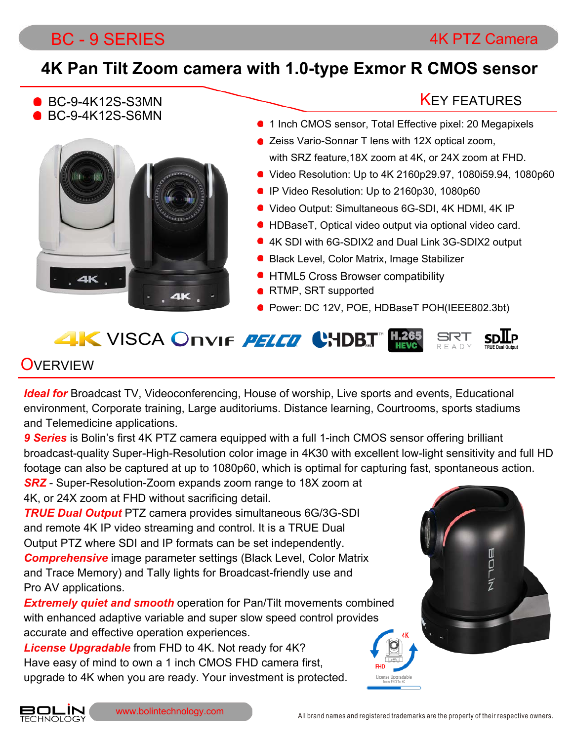# BC - 9 SERIES — 4K PTZ Camera

## 4K Pan Tilt Zoom camera with 1.0-type Exmor R CMOS sensor

- BC-9-4K12S-S3MN
- BC-9-4K12S-S6MN

## KEY FEATURES

- 1 Inch CMOS sensor, Total Effective pixel: 20 Megapixels
- Zeiss Vario-Sonnar T lens with 12X optical zoom, with SRZ feature,18X zoom at 4K, or 24X zoom at FHD.
- Video Resolution: Up to 4K 2160p29.97, 1080i59.94, 1080p60
- IP Video Resolution: Up to 2160p30, 1080p60
- Video Output: Simultaneous 6G-SDI, 4K HDMI, 4K IP
- HDBaseT, Optical video output via optional video card.
- 4K SDI with 6G-SDIX2 and Dual Link 3G-SDIX2 output
- Black Level, Color Matrix, Image Stabilizer
- HTML5 Cross Browser compatibility
- RTMP, SRT supported
- Power: DC 12V, POE, HDBaseT POH(IEEE802.3bt)

4K VISCA ONVIF PELCO HDBT H.265 HEVC SRT READY SDIIP TRUE Dual Output

## OVERVIEW

***Ideal for*** Broadcast TV, Videoconferencing, House of worship, Live sports and events, Educational environment, Corporate training, Large auditoriums. Distance learning, Courtrooms, sports stadiums and Telemedicine applications.

***9 Series*** is Bolin's first 4K PTZ camera equipped with a full 1-inch CMOS sensor offering brilliant broadcast-quality Super-High-Resolution color image in 4K30 with excellent low-light sensitivity and full HD footage can also be captured at up to 1080p60, which is optimal for capturing fast, spontaneous action.

***SRZ*** - Super-Resolution-Zoom expands zoom range to 18X zoom at 4K, or 24X zoom at FHD without sacrificing detail.

***TRUE Dual Output*** PTZ camera provides simultaneous 6G/3G-SDI and remote 4K IP video streaming and control. It is a TRUE Dual Output PTZ where SDI and IP formats can be set independently.

***Comprehensive*** image parameter settings (Black Level, Color Matrix and Trace Memory) and Tally lights for Broadcast-friendly use and Pro AV applications.

***Extremely quiet and smooth*** operation for Pan/Tilt movements combined with enhanced adaptive variable and super slow speed control provides accurate and effective operation experiences.

***License Upgradable*** from FHD to 4K. Not ready for 4K? Have easy of mind to own a 1 inch CMOS FHD camera first, upgrade to 4K when you are ready. Your investment is protected.

License Upgradable from FHD To 4K

www.bolintechnology.com

All brand names and registered trademarks are the property of their respective owners.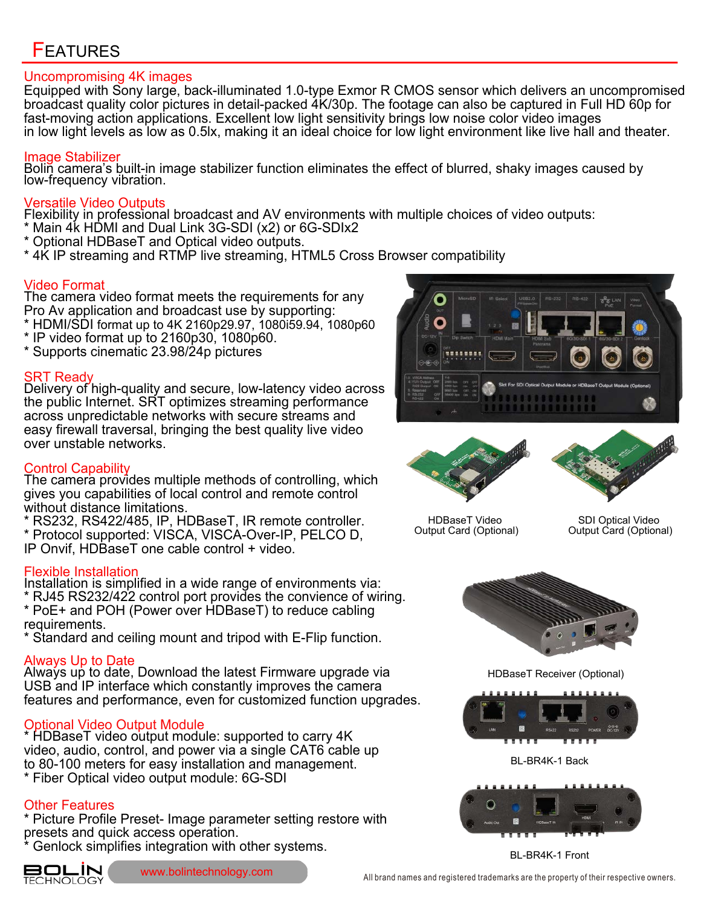# Features

## Uncompromising 4K images

Equipped with Sony large, back-illuminated 1.0-type Exmor R CMOS sensor which delivers an uncompromised broadcast quality color pictures in detail-packed 4K/30p. The footage can also be captured in Full HD 60p for fast-moving action applications. Excellent low light sensitivity brings low noise color video images in low light levels as low as 0.5lx, making it an ideal choice for low light environment like live hall and theater.

## Image Stabilizer

Bolin camera's built-in image stabilizer function eliminates the effect of blurred, shaky images caused by low-frequency vibration.

## Versatile Video Outputs

Flexibility in professional broadcast and AV environments with multiple choices of video outputs:
* Main 4k HDMI and Dual Link 3G-SDI (x2) or 6G-SDIx2
* Optional HDBaseT and Optical video outputs.
* 4K IP streaming and RTMP live streaming, HTML5 Cross Browser compatibility

## Video Format

The camera video format meets the requirements for any Pro Av application and broadcast use by supporting:
* HDMI/SDI format up to 4K 2160p29.97, 1080i59.94, 1080p60
* IP video format up to 2160p30, 1080p60.
* Supports cinematic 23.98/24p pictures

## SRT Ready

Delivery of high-quality and secure, low-latency video across the public Internet. SRT optimizes streaming performance across unpredictable networks with secure streams and easy firewall traversal, bringing the best quality live video over unstable networks.

## Control Capability

The camera provides multiple methods of controlling, which gives you capabilities of local control and remote control without distance limitations.
* RS232, RS422/485, IP, HDBaseT, IR remote controller.
* Protocol supported: VISCA, VISCA-Over-IP, PELCO D, IP Onvif, HDBaseT one cable control + video.

## Flexible Installation

Installation is simplified in a wide range of environments via:
* RJ45 RS232/422 control port provides the convience of wiring.
* PoE+ and POH (Power over HDBaseT) to reduce cabling requirements.
* Standard and ceiling mount and tripod with E-Flip function.

## Always Up to Date

Always up to date, Download the latest Firmware upgrade via USB and IP interface which constantly improves the camera features and performance, even for customized function upgrades.

## Optional Video Output Module

* HDBaseT video output module: supported to carry 4K video, audio, control, and power via a single CAT6 cable up to 80-100 meters for easy installation and management.
* Fiber Optical video output module: 6G-SDI

## Other Features

* Picture Profile Preset- Image parameter setting restore with presets and quick access operation.
* Genlock simplifies integration with other systems.

HDBaseT Video Output Card (Optional)

SDI Optical Video Output Card (Optional)

HDBaseT Receiver (Optional)

BL-BR4K-1 Back

BL-BR4K-1 Front

www.bolintechnology.com

All brand names and registered trademarks are the property of their respective owners.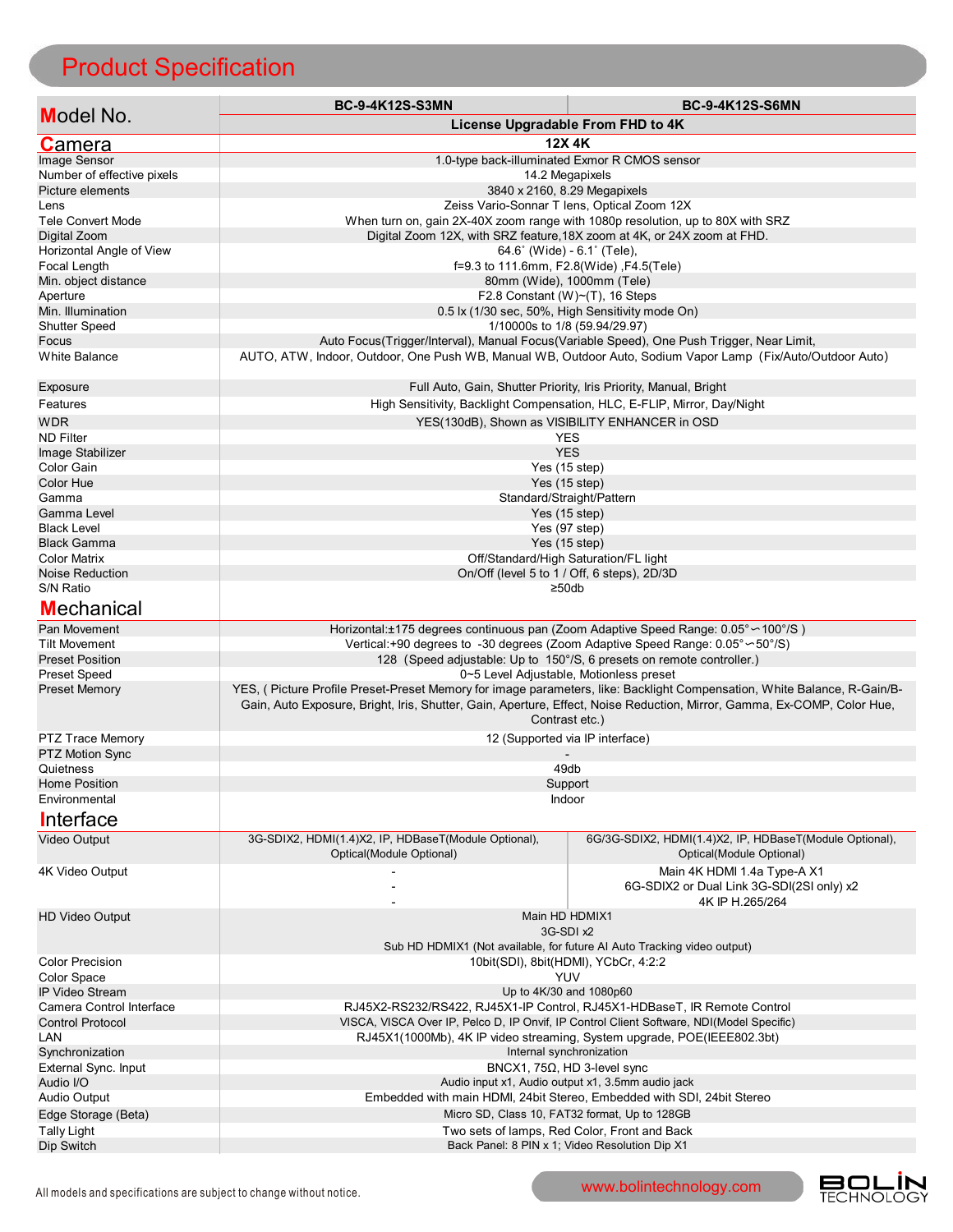# Product Specification

| Model No. | BC-9-4K12S-S3MN | BC-9-4K12S-S6MN |
|---|---|---|
| | License Upgradable From FHD to 4K | |
| **Camera** | 12X 4K | |
| Image Sensor | 1.0-type back-illuminated Exmor R CMOS sensor | |
| Number of effective pixels | 14.2 Megapixels | |
| Picture elements | 3840 x 2160, 8.29 Megapixels | |
| Lens | Zeiss Vario-Sonnar T lens, Optical Zoom 12X | |
| Tele Convert Mode | When turn on, gain 2X-40X zoom range with 1080p resolution, up to 80X with SRZ | |
| Digital Zoom | Digital Zoom 12X, with SRZ feature,18X zoom at 4K, or 24X zoom at FHD. | |
| Horizontal Angle of View | 64.6˚ (Wide) - 6.1˚ (Tele), | |
| Focal Length | f=9.3 to 111.6mm, F2.8(Wide) ,F4.5(Tele) | |
| Min. object distance | 80mm (Wide), 1000mm (Tele) | |
| Aperture | F2.8 Constant (W)~(T), 16 Steps | |
| Min. Illumination | 0.5 lx (1/30 sec, 50%, High Sensitivity mode On) | |
| Shutter Speed | 1/10000s to 1/8 (59.94/29.97) | |
| Focus | Auto Focus(Trigger/Interval), Manual Focus(Variable Speed), One Push Trigger, Near Limit, | |
| White Balance | AUTO, ATW, Indoor, Outdoor, One Push WB, Manual WB, Outdoor Auto, Sodium Vapor Lamp (Fix/Auto/Outdoor Auto) | |
| Exposure | Full Auto, Gain, Shutter Priority, Iris Priority, Manual, Bright | |
| Features | High Sensitivity, Backlight Compensation, HLC, E-FLIP, Mirror, Day/Night | |
| WDR | YES(130dB), Shown as VISIBILITY ENHANCER in OSD | |
| ND Filter | YES | |
| Image Stabilizer | YES | |
| Color Gain | Yes (15 step) | |
| Color Hue | Yes (15 step) | |
| Gamma | Standard/Straight/Pattern | |
| Gamma Level | Yes (15 step) | |
| Black Level | Yes (97 step) | |
| Black Gamma | Yes (15 step) | |
| Color Matrix | Off/Standard/High Saturation/FL light | |
| Noise Reduction | On/Off (level 5 to 1 / Off, 6 steps), 2D/3D | |
| S/N Ratio | ≥50db | |
| **Mechanical** | | |
| Pan Movement | Horizontal:±175 degrees continuous pan (Zoom Adaptive Speed Range: 0.05°∽100°/S ) | |
| Tilt Movement | Vertical:+90 degrees to -30 degrees (Zoom Adaptive Speed Range: 0.05°∽50°/S) | |
| Preset Position | 128 (Speed adjustable: Up to 150°/S, 6 presets on remote controller.) | |
| Preset Speed | 0~5 Level Adjustable, Motionless preset | |
| Preset Memory | YES, ( Picture Profile Preset-Preset Memory for image parameters, like: Backlight Compensation, White Balance, R-Gain/B-Gain, Auto Exposure, Bright, Iris, Shutter, Gain, Aperture, Effect, Noise Reduction, Mirror, Gamma, Ex-COMP, Color Hue, Contrast etc.) | |
| PTZ Trace Memory | 12 (Supported via IP interface) | |
| PTZ Motion Sync | - | |
| Quietness | 49db | |
| Home Position | Support | |
| Environmental | Indoor | |
| **Interface** | | |
| Video Output | 3G-SDIX2, HDMI(1.4)X2, IP, HDBaseT(Module Optional), Optical(Module Optional) | 6G/3G-SDIX2, HDMI(1.4)X2, IP, HDBaseT(Module Optional), Optical(Module Optional) |
| 4K Video Output | - <br> - <br> - | Main 4K HDMI 1.4a Type-A X1 <br> 6G-SDIX2 or Dual Link 3G-SDI(2SI only) x2 <br> 4K IP H.265/264 |
| HD Video Output | Main HD HDMIX1 <br> 3G-SDI x2 <br> Sub HD HDMIX1 (Not available, for future AI Auto Tracking video output) | |
| Color Precision | 10bit(SDI), 8bit(HDMI), YCbCr, 4:2:2 | |
| Color Space | YUV | |
| IP Video Stream | Up to 4K/30 and 1080p60 | |
| Camera Control Interface | RJ45X2-RS232/RS422, RJ45X1-IP Control, RJ45X1-HDBaseT, IR Remote Control | |
| Control Protocol | VISCA, VISCA Over IP, Pelco D, IP Onvif, IP Control Client Software, NDI(Model Specific) | |
| LAN | RJ45X1(1000Mb), 4K IP video streaming, System upgrade, POE(IEEE802.3bt) | |
| Synchronization | Internal synchronization | |
| External Sync. Input | BNCX1, 75Ω, HD 3-level sync | |
| Audio I/O | Audio input x1, Audio output x1, 3.5mm audio jack | |
| Audio Output | Embedded with main HDMI, 24bit Stereo, Embedded with SDI, 24bit Stereo | |
| Edge Storage (Beta) | Micro SD, Class 10, FAT32 format, Up to 128GB | |
| Tally Light | Two sets of lamps, Red Color, Front and Back | |
| Dip Switch | Back Panel: 8 PIN x 1; Video Resolution Dip X1 | |

All models and specifications are subject to change without notice.

www.bolintechnology.com

BOLIN TECHNOLOGY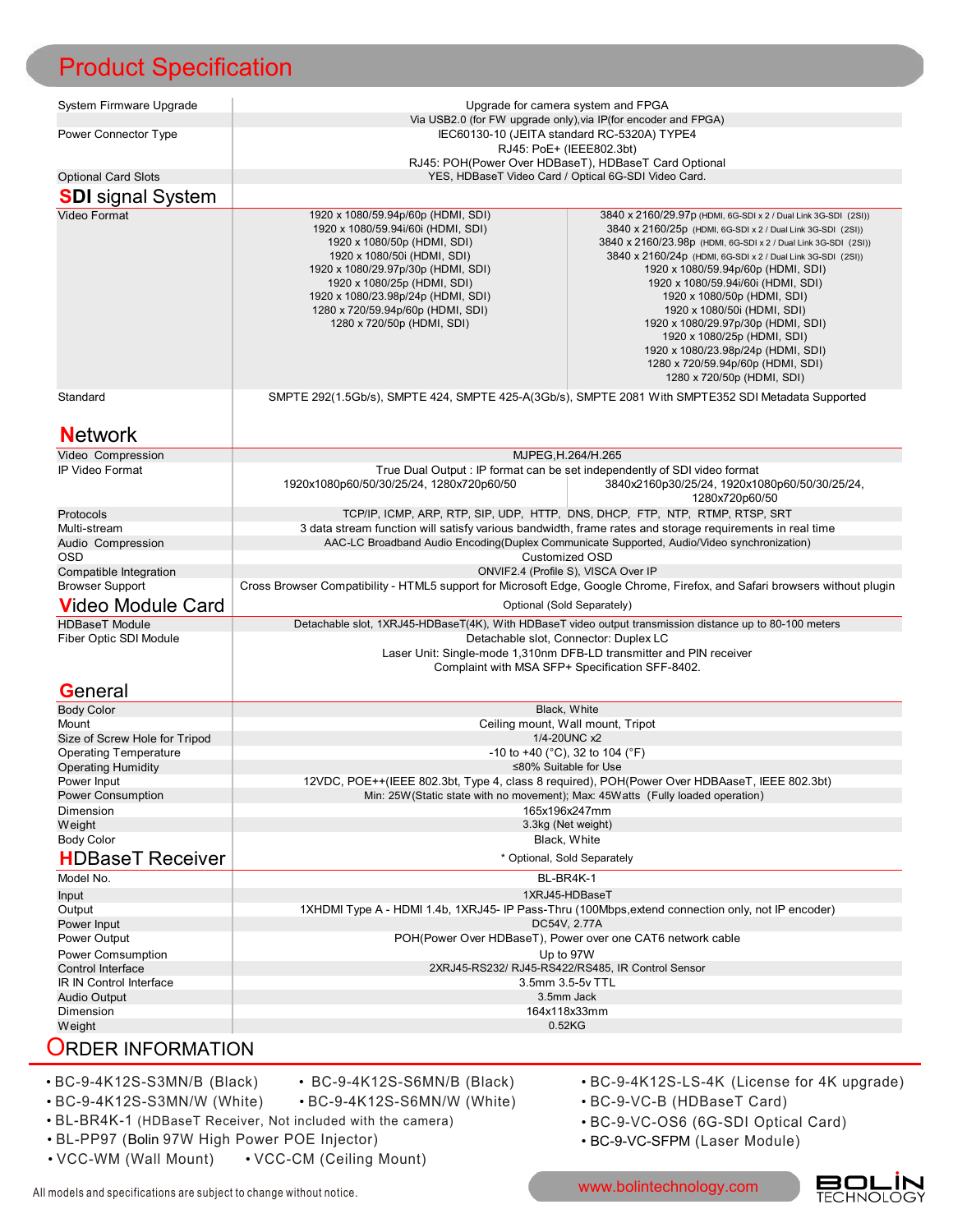# Product Specification

| | | |
|---|---|---|
| System Firmware Upgrade | Upgrade for camera system and FPGA<br>Via USB2.0 (for FW upgrade only),via IP(for encoder and FPGA) | |
| Power Connector Type | IEC60130-10 (JEITA standard RC-5320A) TYPE4<br>RJ45: PoE+ (IEEE802.3bt)<br>RJ45: POH(Power Over HDBaseT), HDBaseT Card Optional | |
| Optional Card Slots | YES, HDBaseT Video Card / Optical 6G-SDI Video Card. | |

## SDI signal System

| | | |
|---|---|---|
| Video Format | 1920 x 1080/59.94p/60p (HDMI, SDI)<br>1920 x 1080/59.94i/60i (HDMI, SDI)<br>1920 x 1080/50p (HDMI, SDI)<br>1920 x 1080/50i (HDMI, SDI)<br>1920 x 1080/29.97p/30p (HDMI, SDI)<br>1920 x 1080/25p (HDMI, SDI)<br>1920 x 1080/23.98p/24p (HDMI, SDI)<br>1280 x 720/59.94p/60p (HDMI, SDI)<br>1280 x 720/50p (HDMI, SDI) | 3840 x 2160/29.97p (HDMI, 6G-SDI x 2 / Dual Link 3G-SDI (2SI))<br>3840 x 2160/25p (HDMI, 6G-SDI x 2 / Dual Link 3G-SDI (2SI))<br>3840 x 2160/23.98p (HDMI, 6G-SDI x 2 / Dual Link 3G-SDI (2SI))<br>3840 x 2160/24p (HDMI, 6G-SDI x 2 / Dual Link 3G-SDI (2SI))<br>1920 x 1080/59.94p/60p (HDMI, SDI)<br>1920 x 1080/59.94i/60i (HDMI, SDI)<br>1920 x 1080/50p (HDMI, SDI)<br>1920 x 1080/50i (HDMI, SDI)<br>1920 x 1080/29.97p/30p (HDMI, SDI)<br>1920 x 1080/25p (HDMI, SDI)<br>1920 x 1080/23.98p/24p (HDMI, SDI)<br>1280 x 720/59.94p/60p (HDMI, SDI)<br>1280 x 720/50p (HDMI, SDI) |
| Standard | SMPTE 292(1.5Gb/s), SMPTE 424, SMPTE 425-A(3Gb/s), SMPTE 2081 With SMPTE352 SDI Metadata Supported | |

## Network

| | | |
|---|---|---|
| Video Compression | MJPEG,H.264/H.265 | |
| IP Video Format | True Dual Output : IP format can be set independently of SDI video format<br>1920x1080p60/50/30/25/24, 1280x720p60/50 | 3840x2160p30/25/24, 1920x1080p60/50/30/25/24, 1280x720p60/50 |
| Protocols | TCP/IP, ICMP, ARP, RTP, SIP, UDP, HTTP, DNS, DHCP, FTP, NTP, RTMP, RTSP, SRT | |
| Multi-stream | 3 data stream function will satisfy various bandwidth, frame rates and storage requirements in real time | |
| Audio Compression | AAC-LC Broadband Audio Encoding(Duplex Communicate Supported, Audio/Video synchronization) | |
| OSD | Customized OSD | |
| Compatible Integration | ONVIF2.4 (Profile S), VISCA Over IP | |
| Browser Support | Cross Browser Compatibility - HTML5 support for Microsoft Edge, Google Chrome, Firefox, and Safari browsers without plugin | |

## Video Module Card

Optional (Sold Separately)

| | |
|---|---|
| HDBaseT Module | Detachable slot, 1XRJ45-HDBaseT(4K), With HDBaseT video output transmission distance up to 80-100 meters |
| Fiber Optic SDI Module | Detachable slot, Connector: Duplex LC<br>Laser Unit: Single-mode 1,310nm DFB-LD transmitter and PIN receiver<br>Complaint with MSA SFP+ Specification SFF-8402. |

## General

| | |
|---|---|
| Body Color | Black, White |
| Mount | Ceiling mount, Wall mount, Tripot |
| Size of Screw Hole for Tripod | 1/4-20UNC x2 |
| Operating Temperature | -10 to +40 (°C), 32 to 104 (°F) |
| Operating Humidity | ≤80% Suitable for Use |
| Power Input | 12VDC, POE++(IEEE 802.3bt, Type 4, class 8 required), POH(Power Over HDBAaseT, IEEE 802.3bt) |
| Power Consumption | Min: 25W(Static state with no movement); Max: 45Watts (Fully loaded operation) |
| Dimension | 165x196x247mm |
| Weight | 3.3kg (Net weight) |
| Body Color | Black, White |

## HDBaseT Receiver

* Optional, Sold Separately

| | |
|---|---|
| Model No. | BL-BR4K-1 |
| Input | 1XRJ45-HDBaseT |
| Output | 1XHDMI Type A - HDMI 1.4b, 1XRJ45- IP Pass-Thru (100Mbps,extend connection only, not IP encoder) |
| Power Input | DC54V, 2.77A |
| Power Output | POH(Power Over HDBaseT), Power over one CAT6 network cable |
| Power Comsumption | Up to 97W |
| Control Interface | 2XRJ45-RS232/ RJ45-RS422/RS485, IR Control Sensor |
| IR IN Control Interface | 3.5mm 3.5-5v TTL |
| Audio Output | 3.5mm Jack |
| Dimension | 164x118x33mm |
| Weight | 0.52KG |

## ORDER INFORMATION

- BC-9-4K12S-S3MN/B (Black)
- BC-9-4K12S-S3MN/W (White)
- BC-9-4K12S-S6MN/B (Black)
- BC-9-4K12S-S6MN/W (White)
- BL-BR4K-1 (HDBaseT Receiver, Not included with the camera)
- BL-PP97 (Bolin 97W High Power POE Injector)
- VCC-WM (Wall Mount)
- VCC-CM (Ceiling Mount)
- BC-9-4K12S-LS-4K (License for 4K upgrade)
- BC-9-VC-B (HDBaseT Card)
- BC-9-VC-OS6 (6G-SDI Optical Card)
- BC-9-VC-SFPM (Laser Module)

All models and specifications are subject to change without notice.

www.bolintechnology.com

BOLIN TECHNOLOGY